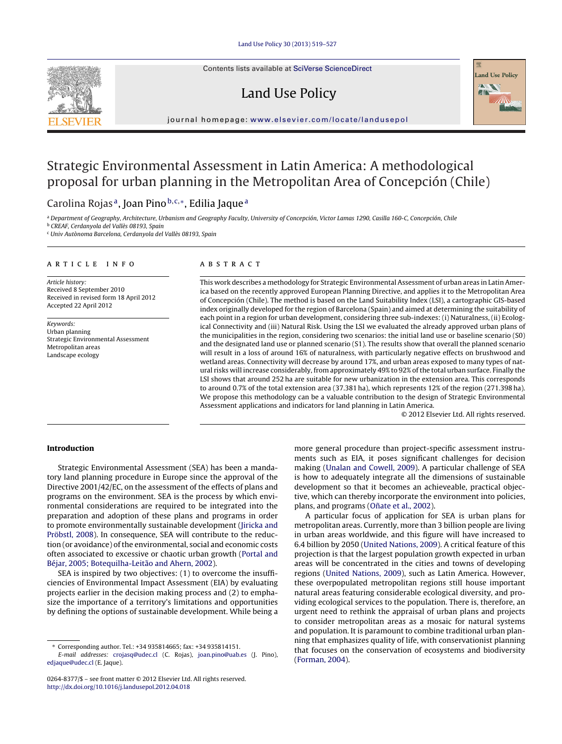# Strategic Environmental Assessment in Latin America: A methodological proposal for urban planning in the Metropolitan Area of Concepción (Chile)

Carolina Rojas[a], Joan Pino[b,c,*], Edilia Jaque[a]

[a] Department of Geography, Architecture, Urbanism and Geography Faculty, University of Concepción, Victor Lamas 1290, Casilla 160-C, Concepción, Chile
[b] CREAF, Cerdanyola del Vallès 08193, Spain
[c] Univ Autònoma Barcelona, Cerdanyola del Vallès 08193, Spain

## ARTICLE INFO

*Article history:*
Received 8 September 2010
Received in revised form 18 April 2012
Accepted 22 April 2012

*Keywords:*
Urban planning
Strategic Environmental Assessment
Metropolitan areas
Landscape ecology

## ABSTRACT

This work describes a methodology for Strategic Environmental Assessment of urban areas in Latin America based on the recently approved European Planning Directive, and applies it to the Metropolitan Area of Concepción (Chile). The method is based on the Land Suitability Index (LSI), a cartographic GIS-based index originally developed for the region of Barcelona (Spain) and aimed at determining the suitability of each point in a region for urban development, considering three sub-indexes: (i) Naturalness, (ii) Ecological Connectivity and (iii) Natural Risk. Using the LSI we evaluated the already approved urban plans of the municipalities in the region, considering two scenarios: the initial land use or baseline scenario (S0) and the designated land use or planned scenario (S1). The results show that overall the planned scenario will result in a loss of around 16% of naturalness, with particularly negative effects on brushwood and wetland areas. Connectivity will decrease by around 17%, and urban areas exposed to many types of natural risks will increase considerably, from approximately 49% to 92% of the total urban surface. Finally the LSI shows that around 252 ha are suitable for new urbanization in the extension area. This corresponds to around 0.7% of the total extension area (37.381 ha), which represents 12% of the region (271.398 ha). We propose this methodology can be a valuable contribution to the design of Strategic Environmental Assessment applications and indicators for land planning in Latin America.

© 2012 Elsevier Ltd. All rights reserved.

## Introduction

Strategic Environmental Assessment (SEA) has been a mandatory land planning procedure in Europe since the approval of the Directive 2001/42/EC, on the assessment of the effects of plans and programs on the environment. SEA is the process by which environmental considerations are required to be integrated into the preparation and adoption of these plans and programs in order to promote environmentally sustainable development (Jiricka and Pröbstl, 2008). In consequence, SEA will contribute to the reduction (or avoidance) of the environmental, social and economic costs often associated to excessive or chaotic urban growth (Portal and Béjar, 2005; Botequilha-Leitão and Ahern, 2002).

SEA is inspired by two objectives: (1) to overcome the insufficiencies of Environmental Impact Assessment (EIA) by evaluating projects earlier in the decision making process and (2) to emphasize the importance of a territory's limitations and opportunities by defining the options of sustainable development. While being a more general procedure than project-specific assessment instruments such as EIA, it poses significant challenges for decision making (Unalan and Cowell, 2009). A particular challenge of SEA is how to adequately integrate all the dimensions of sustainable development so that it becomes an achieveable, practical objective, which can thereby incorporate the environment into policies, plans, and programs (Oñate et al., 2002).

A particular focus of application for SEA is urban plans for metropolitan areas. Currently, more than 3 billion people are living in urban areas worldwide, and this figure will have increased to 6.4 billion by 2050 (United Nations, 2009). A critical feature of this projection is that the largest population growth expected in urban areas will be concentrated in the cities and towns of developing regions (United Nations, 2009), such as Latin America. However, these overpopulated metropolitan regions still house important natural areas featuring considerable ecological diversity, and providing ecological services to the population. There is, therefore, an urgent need to rethink the appraisal of urban plans and projects to consider metropolitan areas as a mosaic for natural systems and population. It is paramount to combine traditional urban planning that emphasizes quality of life, with conservationist planning that focuses on the conservation of ecosystems and biodiversity (Forman, 2004).

* Corresponding author. Tel.: +34 935814665; fax: +34 935814151.
*E-mail addresses:* crojasq@udec.cl (C. Rojas), joan.pino@uab.es (J. Pino), edjaque@udec.cl (E. Jaque).

0264-8377/$ – see front matter © 2012 Elsevier Ltd. All rights reserved.
http://dx.doi.org/10.1016/j.landusepol.2012.04.018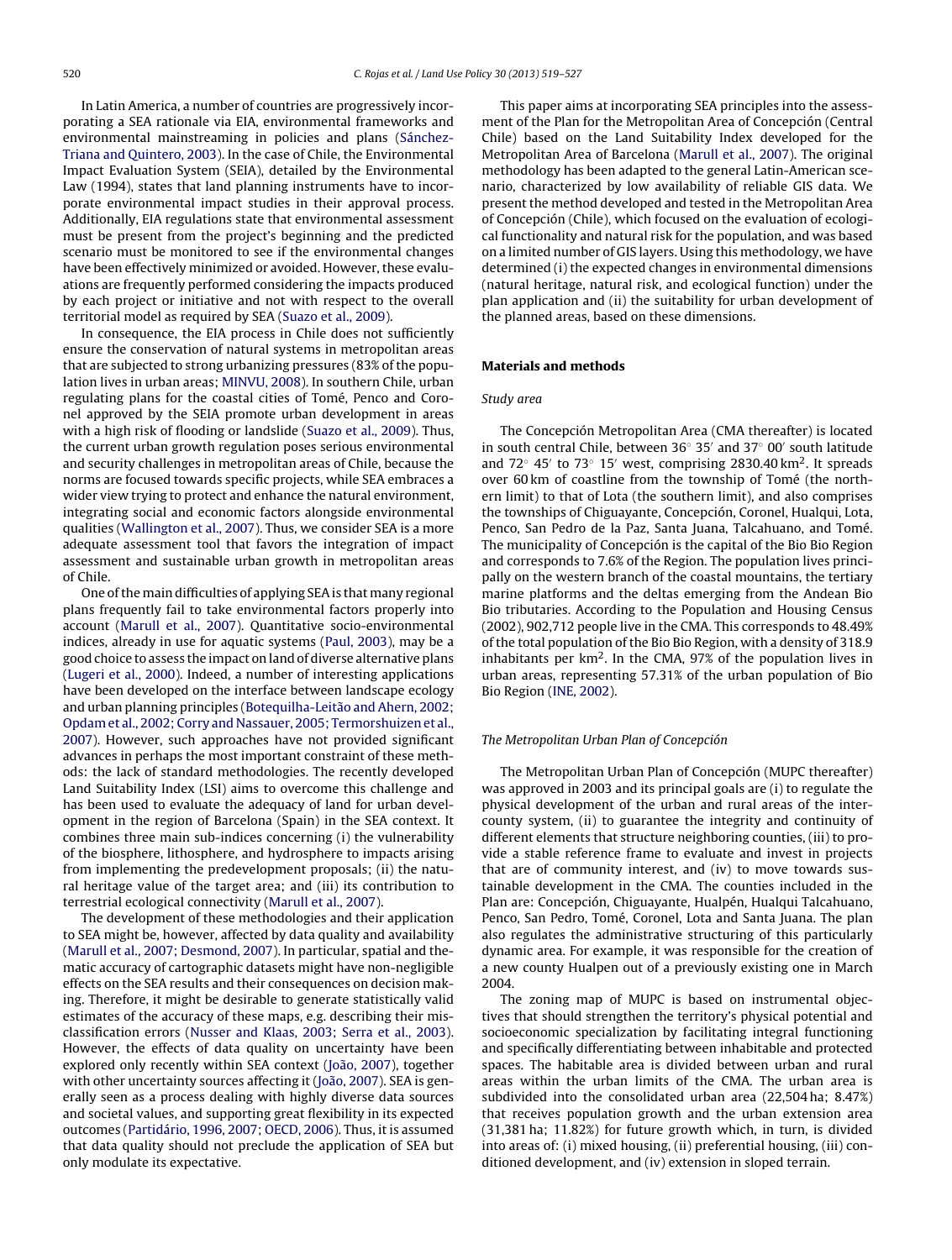In Latin America, a number of countries are progressively incorporating a SEA rationale via EIA, environmental frameworks and environmental mainstreaming in policies and plans (Sánchez-Triana and Quintero, 2003). In the case of Chile, the Environmental Impact Evaluation System (SEIA), detailed by the Environmental Law (1994), states that land planning instruments have to incorporate environmental impact studies in their approval process. Additionally, EIA regulations state that environmental assessment must be present from the project's beginning and the predicted scenario must be monitored to see if the environmental changes have been effectively minimized or avoided. However, these evaluations are frequently performed considering the impacts produced by each project or initiative and not with respect to the overall territorial model as required by SEA (Suazo et al., 2009).

In consequence, the EIA process in Chile does not sufficiently ensure the conservation of natural systems in metropolitan areas that are subjected to strong urbanizing pressures (83% of the population lives in urban areas; MINVU, 2008). In southern Chile, urban regulating plans for the coastal cities of Tomé, Penco and Coronel approved by the SEIA promote urban development in areas with a high risk of flooding or landslide (Suazo et al., 2009). Thus, the current urban growth regulation poses serious environmental and security challenges in metropolitan areas of Chile, because the norms are focused towards specific projects, while SEA embraces a wider view trying to protect and enhance the natural environment, integrating social and economic factors alongside environmental qualities (Wallington et al., 2007). Thus, we consider SEA is a more adequate assessment tool that favors the integration of impact assessment and sustainable urban growth in metropolitan areas of Chile.

One of the main difficulties of applying SEA is that many regional plans frequently fail to take environmental factors properly into account (Marull et al., 2007). Quantitative socio-environmental indices, already in use for aquatic systems (Paul, 2003), may be a good choice to assess the impact on land of diverse alternative plans (Lugeri et al., 2000). Indeed, a number of interesting applications have been developed on the interface between landscape ecology and urban planning principles (Botequilha-Leitão and Ahern, 2002; Opdam et al., 2002; Corry and Nassauer, 2005; Termorshuizen et al., 2007). However, such approaches have not provided significant advances in perhaps the most important constraint of these methods: the lack of standard methodologies. The recently developed Land Suitability Index (LSI) aims to overcome this challenge and has been used to evaluate the adequacy of land for urban development in the region of Barcelona (Spain) in the SEA context. It combines three main sub-indices concerning (i) the vulnerability of the biosphere, lithosphere, and hydrosphere to impacts arising from implementing the predevelopment proposals; (ii) the natural heritage value of the target area; and (iii) its contribution to terrestrial ecological connectivity (Marull et al., 2007).

The development of these methodologies and their application to SEA might be, however, affected by data quality and availability (Marull et al., 2007; Desmond, 2007). In particular, spatial and thematic accuracy of cartographic datasets might have non-negligible effects on the SEA results and their consequences on decision making. Therefore, it might be desirable to generate statistically valid estimates of the accuracy of these maps, e.g. describing their misclassification errors (Nusser and Klaas, 2003; Serra et al., 2003). However, the effects of data quality on uncertainty have been explored only recently within SEA context (João, 2007), together with other uncertainty sources affecting it (João, 2007). SEA is generally seen as a process dealing with highly diverse data sources and societal values, and supporting great flexibility in its expected outcomes (Partidário, 1996, 2007; OECD, 2006). Thus, it is assumed that data quality should not preclude the application of SEA but only modulate its expectative.

This paper aims at incorporating SEA principles into the assessment of the Plan for the Metropolitan Area of Concepción (Central Chile) based on the Land Suitability Index developed for the Metropolitan Area of Barcelona (Marull et al., 2007). The original methodology has been adapted to the general Latin-American scenario, characterized by low availability of reliable GIS data. We present the method developed and tested in the Metropolitan Area of Concepción (Chile), which focused on the evaluation of ecological functionality and natural risk for the population, and was based on a limited number of GIS layers. Using this methodology, we have determined (i) the expected changes in environmental dimensions (natural heritage, natural risk, and ecological function) under the plan application and (ii) the suitability for urban development of the planned areas, based on these dimensions.

## Materials and methods

### Study area

The Concepción Metropolitan Area (CMA thereafter) is located in south central Chile, between 36° 35′ and 37° 00′ south latitude and 72° 45′ to 73° 15′ west, comprising 2830.40 km$^2$. It spreads over 60 km of coastline from the township of Tomé (the northern limit) to that of Lota (the southern limit), and also comprises the townships of Chiguayante, Concepción, Coronel, Hualqui, Lota, Penco, San Pedro de la Paz, Santa Juana, Talcahuano, and Tomé. The municipality of Concepción is the capital of the Bio Bio Region and corresponds to 7.6% of the Region. The population lives principally on the western branch of the coastal mountains, the tertiary marine platforms and the deltas emerging from the Andean Bio Bio tributaries. According to the Population and Housing Census (2002), 902,712 people live in the CMA. This corresponds to 48.49% of the total population of the Bio Bio Region, with a density of 318.9 inhabitants per km$^2$. In the CMA, 97% of the population lives in urban areas, representing 57.31% of the urban population of Bio Bio Region (INE, 2002).

### The Metropolitan Urban Plan of Concepción

The Metropolitan Urban Plan of Concepción (MUPC thereafter) was approved in 2003 and its principal goals are (i) to regulate the physical development of the urban and rural areas of the inter-county system, (ii) to guarantee the integrity and continuity of different elements that structure neighboring counties, (iii) to provide a stable reference frame to evaluate and invest in projects that are of community interest, and (iv) to move towards sustainable development in the CMA. The counties included in the Plan are: Concepción, Chiguayante, Hualpén, Hualqui Talcahuano, Penco, San Pedro, Tomé, Coronel, Lota and Santa Juana. The plan also regulates the administrative structuring of this particularly dynamic area. For example, it was responsible for the creation of a new county Hualpen out of a previously existing one in March 2004.

The zoning map of MUPC is based on instrumental objectives that should strengthen the territory's physical potential and socioeconomic specialization by facilitating integral functioning and specifically differentiating between inhabitable and protected spaces. The habitable area is divided between urban and rural areas within the urban limits of the CMA. The urban area is subdivided into the consolidated urban area (22,504 ha; 8.47%) that receives population growth and the urban extension area (31,381 ha; 11.82%) for future growth which, in turn, is divided into areas of: (i) mixed housing, (ii) preferential housing, (iii) conditioned development, and (iv) extension in sloped terrain.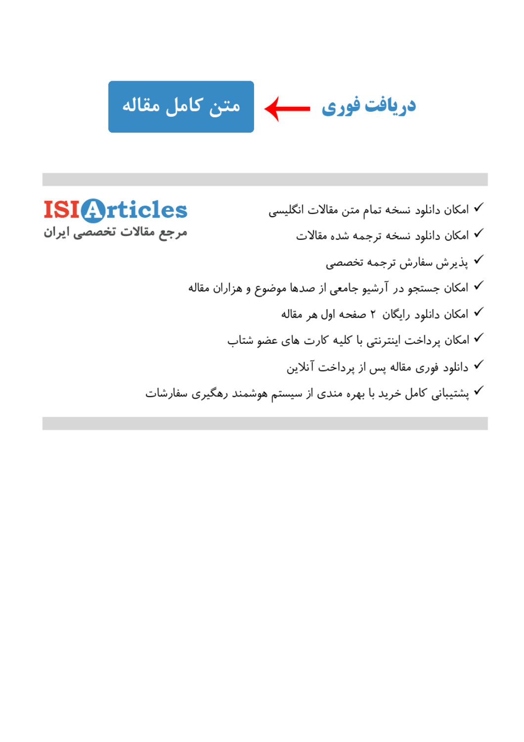دریافت فوری ← متن کامل مقاله

**ISIArticles**
مرجع مقالات تخصصی ایران

- ✓ امکان دانلود نسخه تمام متن مقالات انگلیسی
- ✓ امکان دانلود نسخه ترجمه شده مقالات
- ✓ پذیرش سفارش ترجمه تخصصی
- ✓ امکان جستجو در آرشیو جامعی از صدها موضوع و هزاران مقاله
- ✓ امکان دانلود رایگان ۲ صفحه اول هر مقاله
- ✓ امکان پرداخت اینترنتی با کلیه کارت های عضو شتاب
- ✓ دانلود فوری مقاله پس از پرداخت آنلاین
- ✓ پشتیبانی کامل خرید با بهره مندی از سیستم هوشمند رهگیری سفارشات